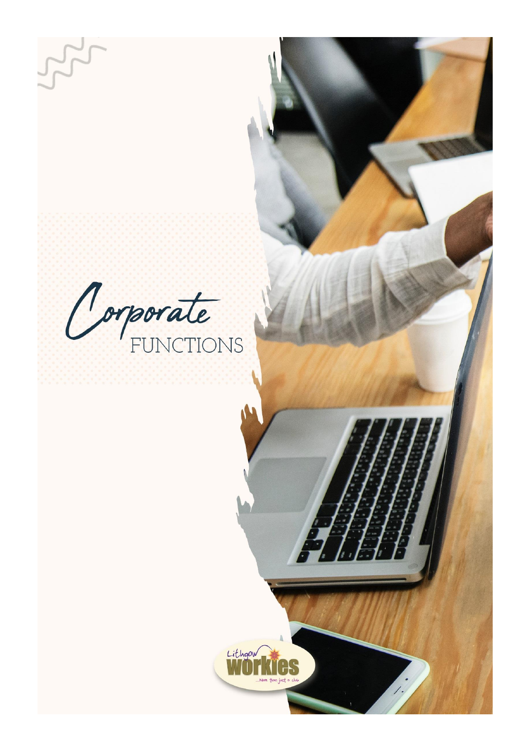# Corporate FUNCTIONS

Lithgow workies
...More than just a club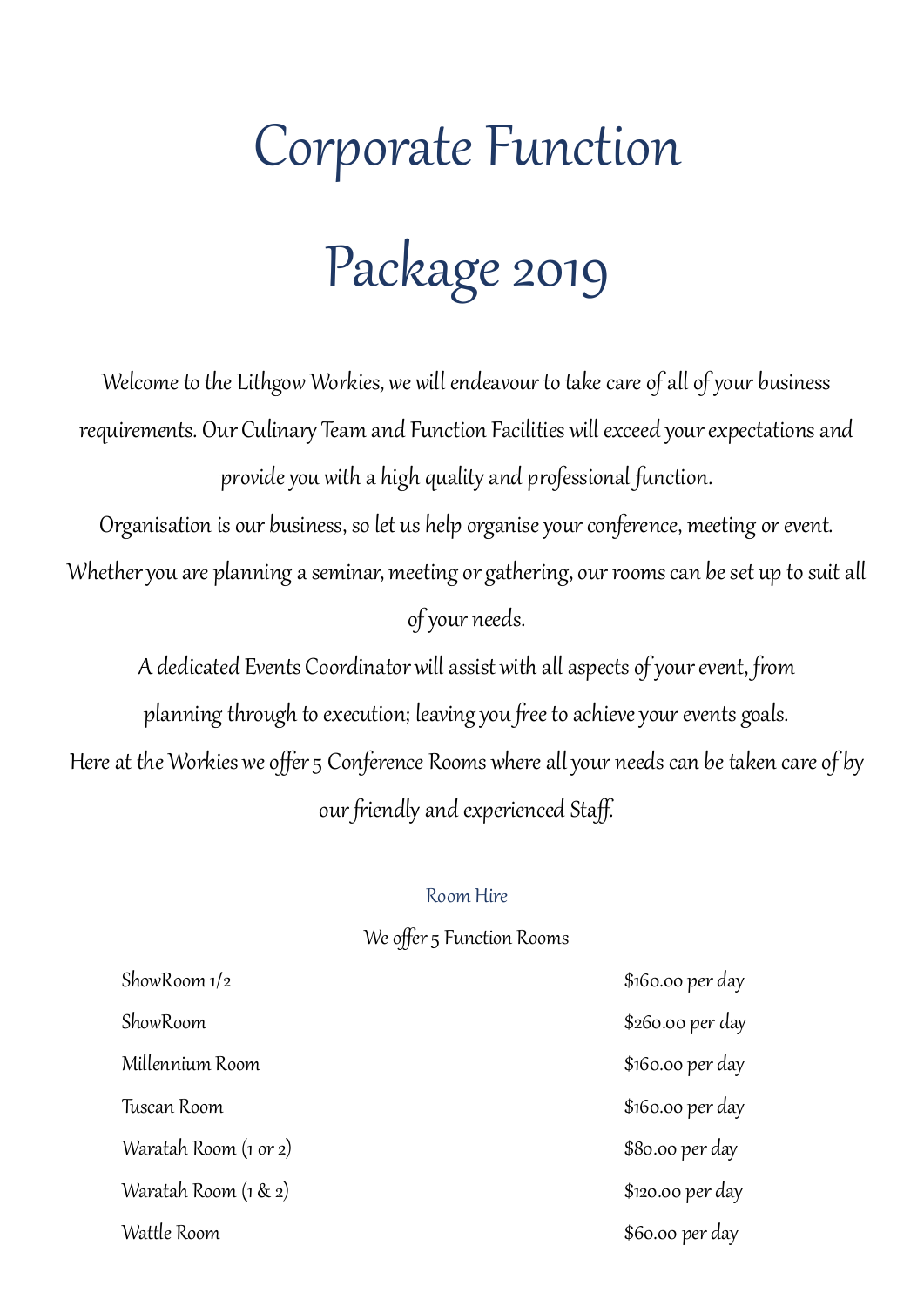# Corporate Function Package 2019

Welcome to the Lithgow Workies, we will endeavour to take care of all of your business requirements. Our Culinary Team and Function Facilities will exceed your expectations and provide you with a high quality and professional function.

Organisation is our business, so let us help organise your conference, meeting or event.

Whether you are planning a seminar, meeting or gathering, our rooms can be set up to suit all of your needs.

A dedicated Events Coordinator will assist with all aspects of your event, from planning through to execution; leaving you free to achieve your events goals.

Here at the Workies we offer 5 Conference Rooms where all your needs can be taken care of by our friendly and experienced Staff.

## Room Hire

We offer 5 Function Rooms

| | |
|---|---|
| ShowRoom 1/2 | $160.00 per day |
| ShowRoom | $260.00 per day |
| Millennium Room | $160.00 per day |
| Tuscan Room | $160.00 per day |
| Waratah Room (1 or 2) | $80.00 per day |
| Waratah Room (1 & 2) | $120.00 per day |
| Wattle Room | $60.00 per day |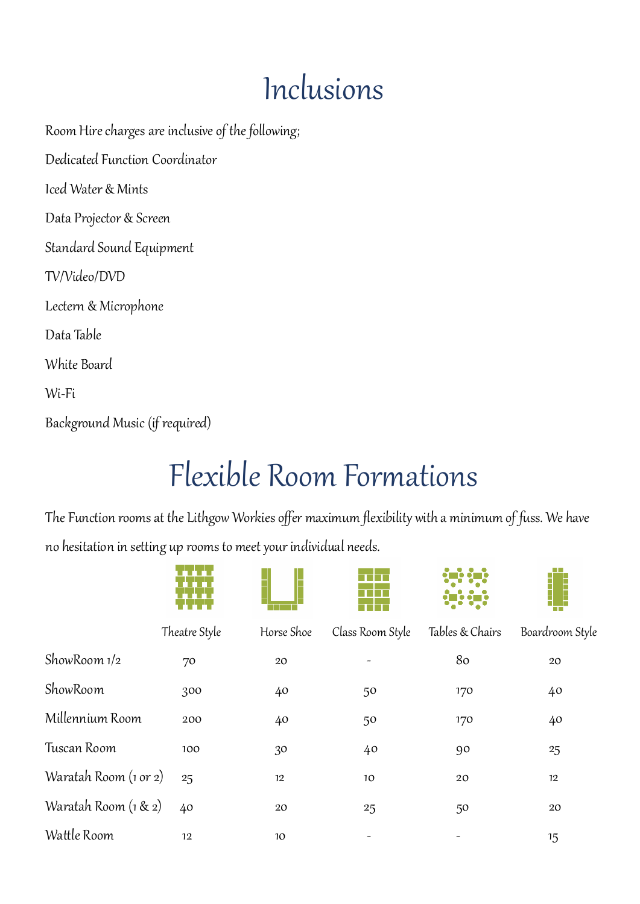# Inclusions

Room Hire charges are inclusive of the following;

Dedicated Function Coordinator

Iced Water & Mints

Data Projector & Screen

Standard Sound Equipment

TV/Video/DVD

Lectern & Microphone

Data Table

White Board

Wi-Fi

Background Music (if required)

# Flexible Room Formations

The Function rooms at the Lithgow Workies offer maximum flexibility with a minimum of fuss. We have no hesitation in setting up rooms to meet your individual needs.

| | Theatre Style | Horse Shoe | Class Room Style | Tables & Chairs | Boardroom Style |
|---|---|---|---|---|---|
| ShowRoom 1/2 | 70 | 20 | - | 80 | 20 |
| ShowRoom | 300 | 40 | 50 | 170 | 40 |
| Millennium Room | 200 | 40 | 50 | 170 | 40 |
| Tuscan Room | 100 | 30 | 40 | 90 | 25 |
| Waratah Room (1 or 2) | 25 | 12 | 10 | 20 | 12 |
| Waratah Room (1 & 2) | 40 | 20 | 25 | 50 | 20 |
| Wattle Room | 12 | 10 | - | - | 15 |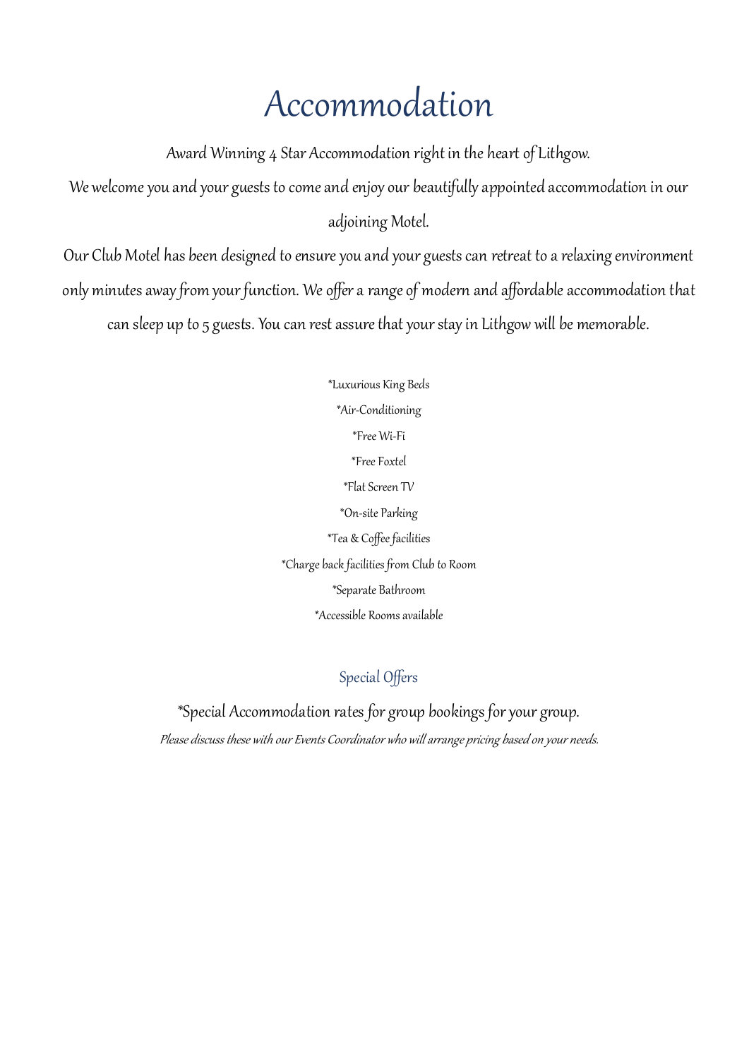# Accommodation

Award Winning 4 Star Accommodation right in the heart of Lithgow.

We welcome you and your guests to come and enjoy our beautifully appointed accommodation in our adjoining Motel.

Our Club Motel has been designed to ensure you and your guests can retreat to a relaxing environment only minutes away from your function. We offer a range of modern and affordable accommodation that can sleep up to 5 guests. You can rest assure that your stay in Lithgow will be memorable.

*Luxurious King Beds

*Air-Conditioning

*Free Wi-Fi

*Free Foxtel

*Flat Screen TV

*On-site Parking

*Tea & Coffee facilities

*Charge back facilities from Club to Room

*Separate Bathroom

*Accessible Rooms available

## Special Offers

*Special Accommodation rates for group bookings for your group.

*Please discuss these with our Events Coordinator who will arrange pricing based on your needs.*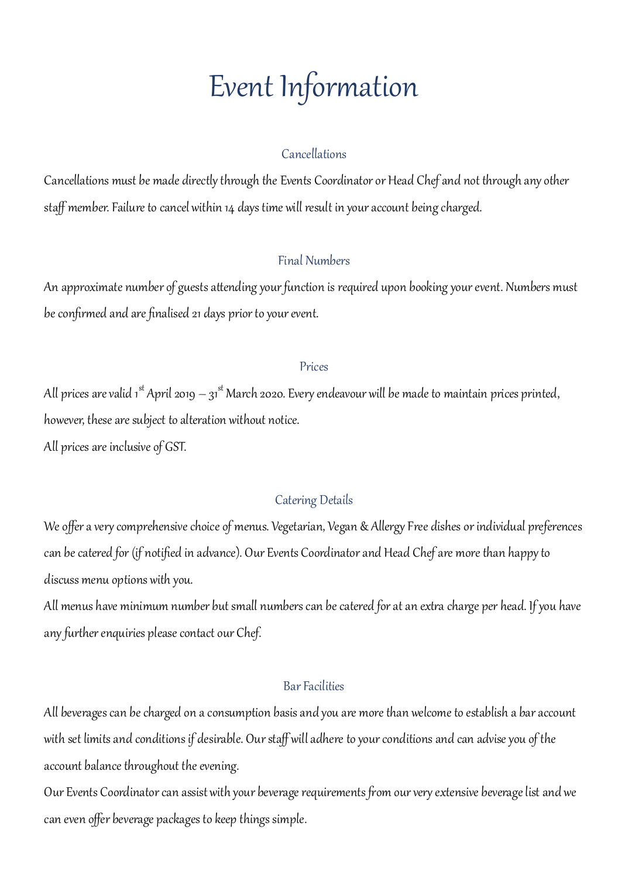# Event Information

## Cancellations

Cancellations must be made directly through the Events Coordinator or Head Chef and not through any other staff member. Failure to cancel within 14 days time will result in your account being charged.

## Final Numbers

An approximate number of guests attending your function is required upon booking your event. Numbers must be confirmed and are finalised 21 days prior to your event.

## Prices

All prices are valid 1st April 2019 – 31st March 2020. Every endeavour will be made to maintain prices printed, however, these are subject to alteration without notice.

All prices are inclusive of GST.

## Catering Details

We offer a very comprehensive choice of menus. Vegetarian, Vegan & Allergy Free dishes or individual preferences can be catered for (if notified in advance). Our Events Coordinator and Head Chef are more than happy to discuss menu options with you.

All menus have minimum number but small numbers can be catered for at an extra charge per head. If you have any further enquiries please contact our Chef.

## Bar Facilities

All beverages can be charged on a consumption basis and you are more than welcome to establish a bar account with set limits and conditions if desirable. Our staff will adhere to your conditions and can advise you of the account balance throughout the evening.

Our Events Coordinator can assist with your beverage requirements from our very extensive beverage list and we can even offer beverage packages to keep things simple.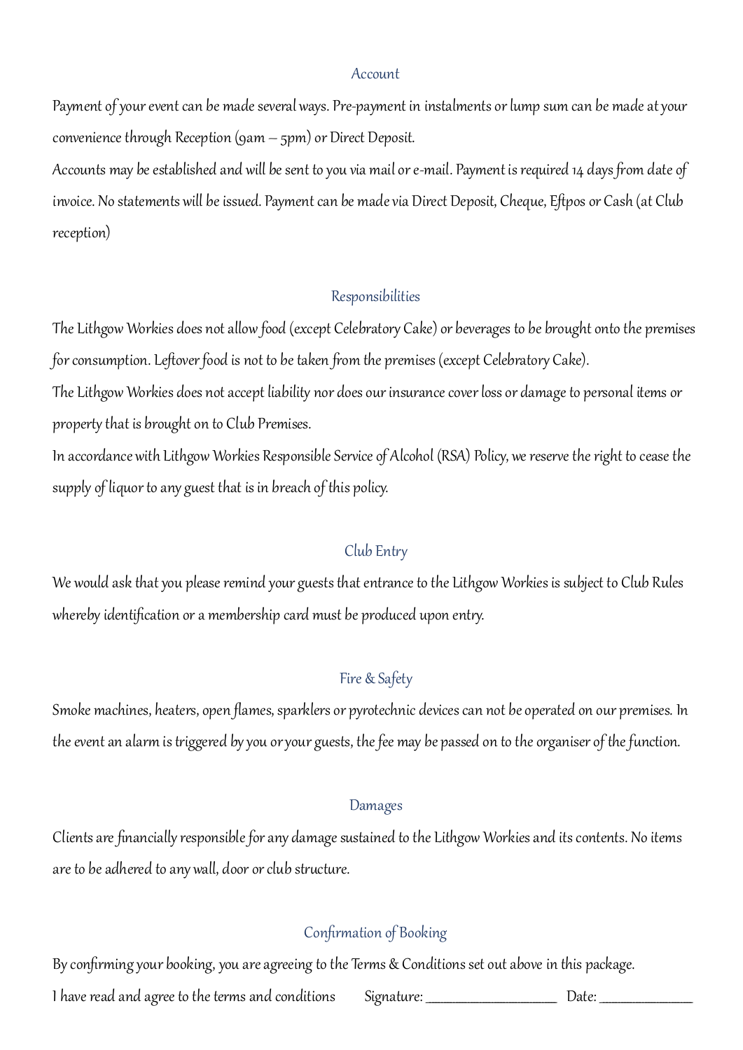## Account

Payment of your event can be made several ways. Pre-payment in instalments or lump sum can be made at your convenience through Reception (9am – 5pm) or Direct Deposit.

Accounts may be established and will be sent to you via mail or e-mail. Payment is required 14 days from date of invoice. No statements will be issued. Payment can be made via Direct Deposit, Cheque, Eftpos or Cash (at Club reception)

## Responsibilities

The Lithgow Workies does not allow food (except Celebratory Cake) or beverages to be brought onto the premises for consumption. Leftover food is not to be taken from the premises (except Celebratory Cake).

The Lithgow Workies does not accept liability nor does our insurance cover loss or damage to personal items or property that is brought on to Club Premises.

In accordance with Lithgow Workies Responsible Service of Alcohol (RSA) Policy, we reserve the right to cease the supply of liquor to any guest that is in breach of this policy.

## Club Entry

We would ask that you please remind your guests that entrance to the Lithgow Workies is subject to Club Rules whereby identification or a membership card must be produced upon entry.

## Fire & Safety

Smoke machines, heaters, open flames, sparklers or pyrotechnic devices can not be operated on our premises. In the event an alarm is triggered by you or your guests, the fee may be passed on to the organiser of the function.

## Damages

Clients are financially responsible for any damage sustained to the Lithgow Workies and its contents. No items are to be adhered to any wall, door or club structure.

## Confirmation of Booking

By confirming your booking, you are agreeing to the Terms & Conditions set out above in this package.

I have read and agree to the terms and conditions Signature: ____________________ Date: ______________